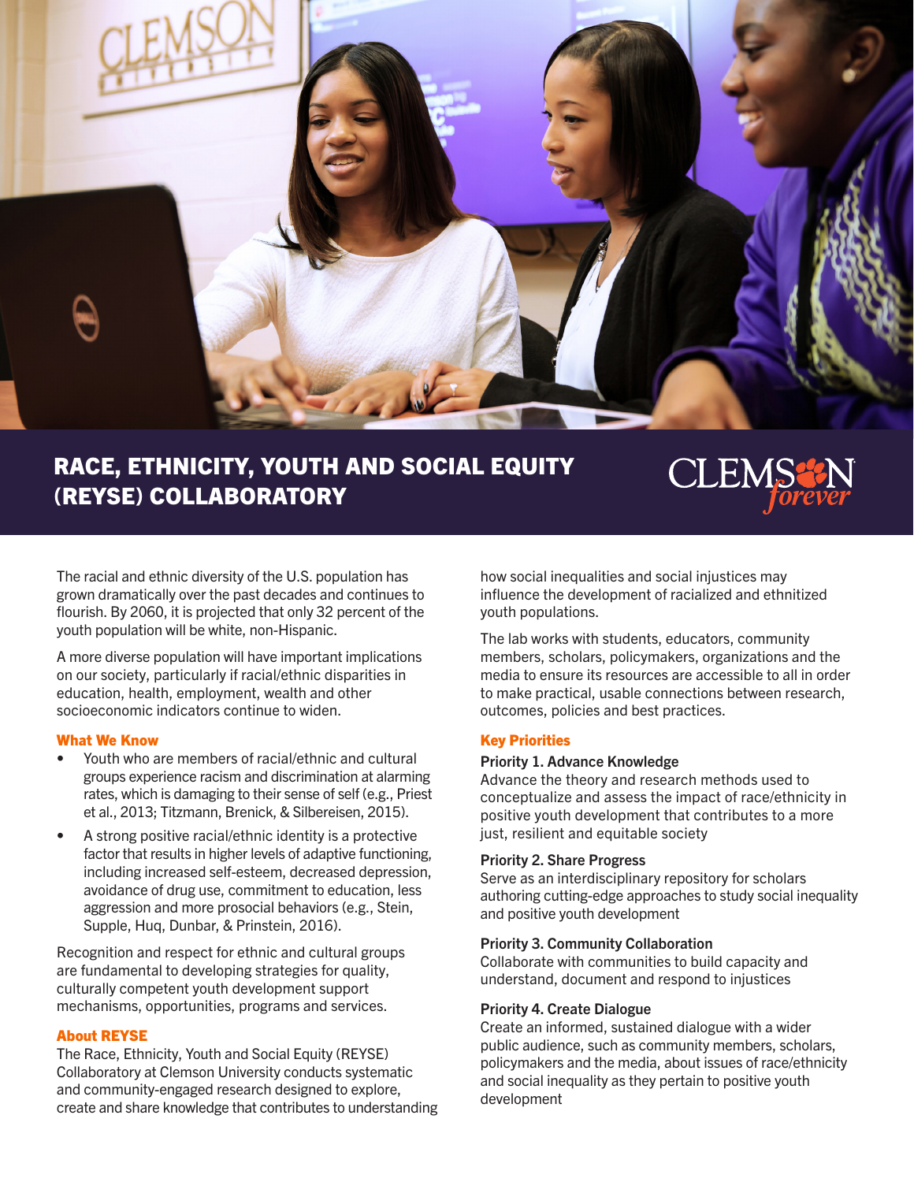# RACE, ETHNICITY, YOUTH AND SOCIAL EQUITY (REYSE) COLLABORATORY

The racial and ethnic diversity of the U.S. population has grown dramatically over the past decades and continues to flourish. By 2060, it is projected that only 32 percent of the youth population will be white, non-Hispanic.

A more diverse population will have important implications on our society, particularly if racial/ethnic disparities in education, health, employment, wealth and other socioeconomic indicators continue to widen.

## What We Know

- Youth who are members of racial/ethnic and cultural groups experience racism and discrimination at alarming rates, which is damaging to their sense of self (e.g., Priest et al., 2013; Titzmann, Brenick, & Silbereisen, 2015).
- A strong positive racial/ethnic identity is a protective factor that results in higher levels of adaptive functioning, including increased self-esteem, decreased depression, avoidance of drug use, commitment to education, less aggression and more prosocial behaviors (e.g., Stein, Supple, Huq, Dunbar, & Prinstein, 2016).

Recognition and respect for ethnic and cultural groups are fundamental to developing strategies for quality, culturally competent youth development support mechanisms, opportunities, programs and services.

## About REYSE

The Race, Ethnicity, Youth and Social Equity (REYSE) Collaboratory at Clemson University conducts systematic and community-engaged research designed to explore, create and share knowledge that contributes to understanding how social inequalities and social injustices may influence the development of racialized and ethnitized youth populations.

The lab works with students, educators, community members, scholars, policymakers, organizations and the media to ensure its resources are accessible to all in order to make practical, usable connections between research, outcomes, policies and best practices.

## Key Priorities

**Priority 1. Advance Knowledge**
Advance the theory and research methods used to conceptualize and assess the impact of race/ethnicity in positive youth development that contributes to a more just, resilient and equitable society

**Priority 2. Share Progress**
Serve as an interdisciplinary repository for scholars authoring cutting-edge approaches to study social inequality and positive youth development

**Priority 3. Community Collaboration**
Collaborate with communities to build capacity and understand, document and respond to injustices

**Priority 4. Create Dialogue**
Create an informed, sustained dialogue with a wider public audience, such as community members, scholars, policymakers and the media, about issues of race/ethnicity and social inequality as they pertain to positive youth development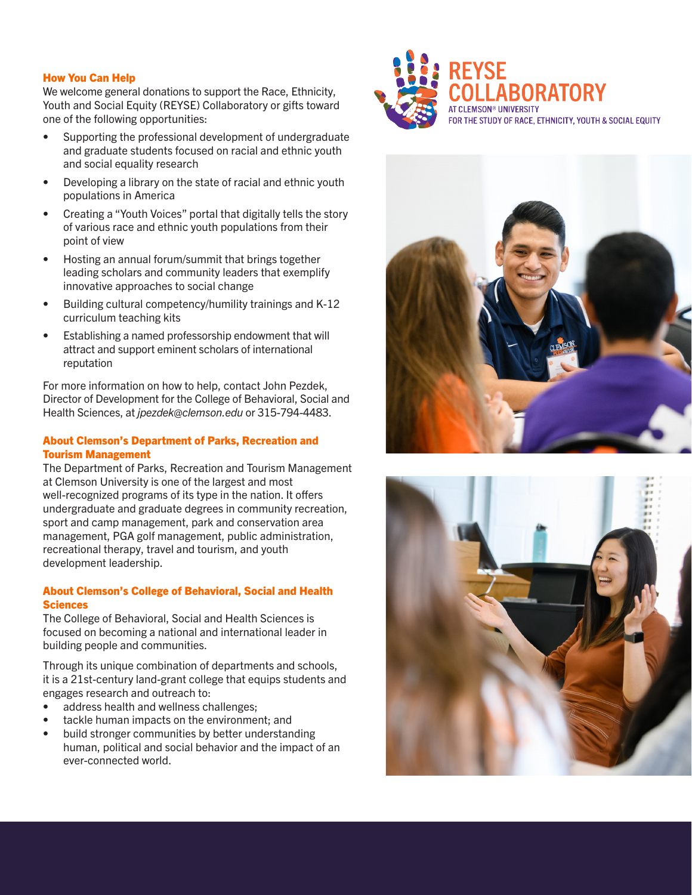### How You Can Help

We welcome general donations to support the Race, Ethnicity, Youth and Social Equity (REYSE) Collaboratory or gifts toward one of the following opportunities:

- Supporting the professional development of undergraduate and graduate students focused on racial and ethnic youth and social equality research
- Developing a library on the state of racial and ethnic youth populations in America
- Creating a "Youth Voices" portal that digitally tells the story of various race and ethnic youth populations from their point of view
- Hosting an annual forum/summit that brings together leading scholars and community leaders that exemplify innovative approaches to social change
- Building cultural competency/humility trainings and K-12 curriculum teaching kits
- Establishing a named professorship endowment that will attract and support eminent scholars of international reputation

For more information on how to help, contact John Pezdek, Director of Development for the College of Behavioral, Social and Health Sciences, at *jpezdek@clemson.edu* or 315-794-4483.

### About Clemson's Department of Parks, Recreation and Tourism Management

The Department of Parks, Recreation and Tourism Management at Clemson University is one of the largest and most well-recognized programs of its type in the nation. It offers undergraduate and graduate degrees in community recreation, sport and camp management, park and conservation area management, PGA golf management, public administration, recreational therapy, travel and tourism, and youth development leadership.

### About Clemson's College of Behavioral, Social and Health Sciences

The College of Behavioral, Social and Health Sciences is focused on becoming a national and international leader in building people and communities.

Through its unique combination of departments and schools, it is a 21st-century land-grant college that equips students and engages research and outreach to:

- address health and wellness challenges;
- tackle human impacts on the environment; and
- build stronger communities by better understanding human, political and social behavior and the impact of an ever-connected world.

REYSE COLLABORATORY
AT CLEMSON® UNIVERSITY
FOR THE STUDY OF RACE, ETHNICITY, YOUTH & SOCIAL EQUITY